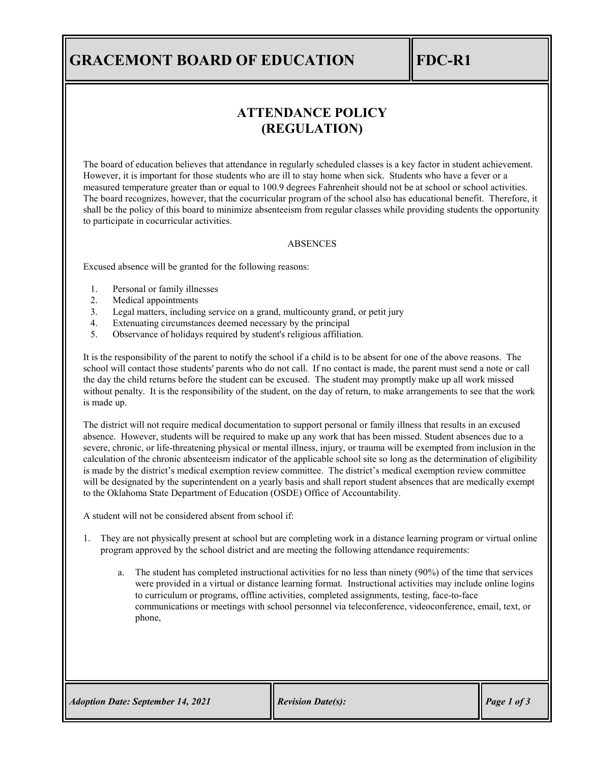# GRACEMONT BOARD OF EDUCATION

**FDC-R1**

## ATTENDANCE POLICY
## (REGULATION)

The board of education believes that attendance in regularly scheduled classes is a key factor in student achievement. However, it is important for those students who are ill to stay home when sick. Students who have a fever or a measured temperature greater than or equal to 100.9 degrees Fahrenheit should not be at school or school activities. The board recognizes, however, that the cocurricular program of the school also has educational benefit. Therefore, it shall be the policy of this board to minimize absenteeism from regular classes while providing students the opportunity to participate in cocurricular activities.

ABSENCES

Excused absence will be granted for the following reasons:

1. Personal or family illnesses
2. Medical appointments
3. Legal matters, including service on a grand, multicounty grand, or petit jury
4. Extenuating circumstances deemed necessary by the principal
5. Observance of holidays required by student's religious affiliation.

It is the responsibility of the parent to notify the school if a child is to be absent for one of the above reasons. The school will contact those students' parents who do not call. If no contact is made, the parent must send a note or call the day the child returns before the student can be excused. The student may promptly make up all work missed without penalty. It is the responsibility of the student, on the day of return, to make arrangements to see that the work is made up.

The district will not require medical documentation to support personal or family illness that results in an excused absence. However, students will be required to make up any work that has been missed. Student absences due to a severe, chronic, or life-threatening physical or mental illness, injury, or trauma will be exempted from inclusion in the calculation of the chronic absenteeism indicator of the applicable school site so long as the determination of eligibility is made by the district's medical exemption review committee. The district's medical exemption review committee will be designated by the superintendent on a yearly basis and shall report student absences that are medically exempt to the Oklahoma State Department of Education (OSDE) Office of Accountability.

A student will not be considered absent from school if:

1. They are not physically present at school but are completing work in a distance learning program or virtual online program approved by the school district and are meeting the following attendance requirements:

   a. The student has completed instructional activities for no less than ninety (90%) of the time that services were provided in a virtual or distance learning format. Instructional activities may include online logins to curriculum or programs, offline activities, completed assignments, testing, face-to-face communications or meetings with school personnel via teleconference, videoconference, email, text, or phone,

*Adoption Date: September 14, 2021* | *Revision Date(s):*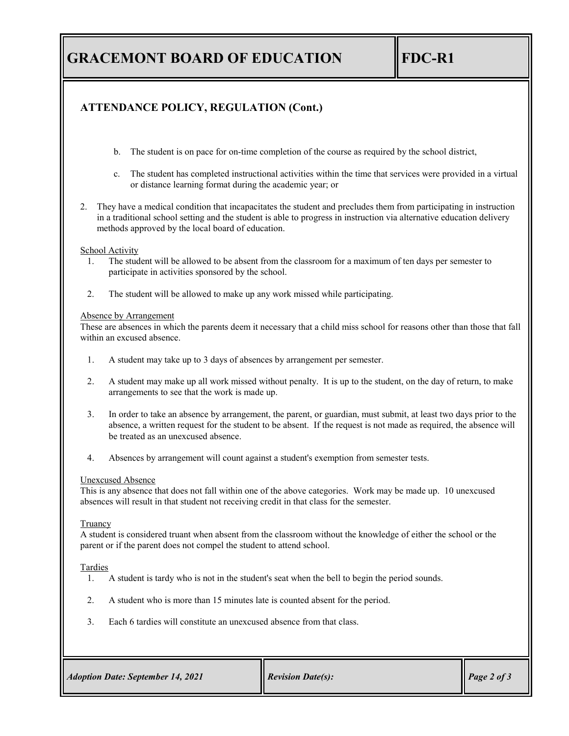## ATTENDANCE POLICY, REGULATION (Cont.)

   b. The student is on pace for on-time completion of the course as required by the school district,

   c. The student has completed instructional activities within the time that services were provided in a virtual or distance learning format during the academic year; or

2. They have a medical condition that incapacitates the student and precludes them from participating in instruction in a traditional school setting and the student is able to progress in instruction via alternative education delivery methods approved by the local board of education.

School Activity

1. The student will be allowed to be absent from the classroom for a maximum of ten days per semester to participate in activities sponsored by the school.
2. The student will be allowed to make up any work missed while participating.

Absence by Arrangement

These are absences in which the parents deem it necessary that a child miss school for reasons other than those that fall within an excused absence.

1. A student may take up to 3 days of absences by arrangement per semester.
2. A student may make up all work missed without penalty. It is up to the student, on the day of return, to make arrangements to see that the work is made up.
3. In order to take an absence by arrangement, the parent, or guardian, must submit, at least two days prior to the absence, a written request for the student to be absent. If the request is not made as required, the absence will be treated as an unexcused absence.
4. Absences by arrangement will count against a student's exemption from semester tests.

Unexcused Absence

This is any absence that does not fall within one of the above categories. Work may be made up. 10 unexcused absences will result in that student not receiving credit in that class for the semester.

Truancy

A student is considered truant when absent from the classroom without the knowledge of either the school or the parent or if the parent does not compel the student to attend school.

Tardies

1. A student is tardy who is not in the student's seat when the bell to begin the period sounds.
2. A student who is more than 15 minutes late is counted absent for the period.
3. Each 6 tardies will constitute an unexcused absence from that class.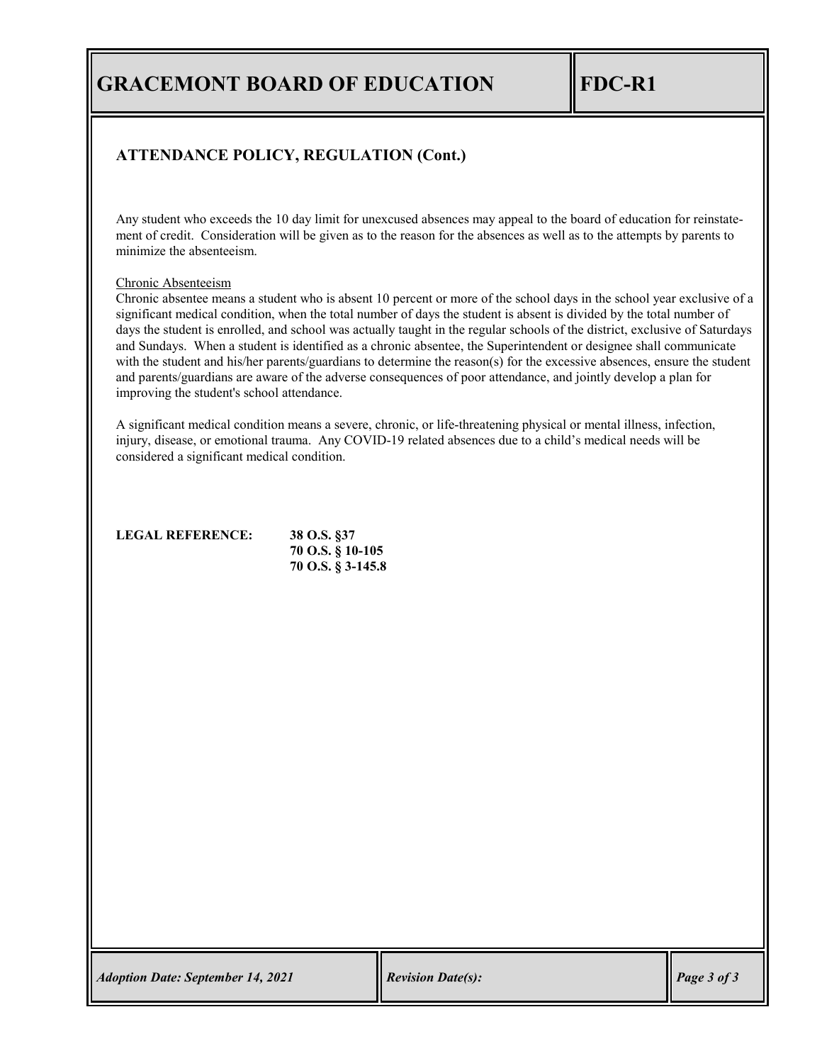## ATTENDANCE POLICY, REGULATION (Cont.)

Any student who exceeds the 10 day limit for unexcused absences may appeal to the board of education for reinstatement of credit. Consideration will be given as to the reason for the absences as well as to the attempts by parents to minimize the absenteeism.

Chronic Absenteeism

Chronic absentee means a student who is absent 10 percent or more of the school days in the school year exclusive of a significant medical condition, when the total number of days the student is absent is divided by the total number of days the student is enrolled, and school was actually taught in the regular schools of the district, exclusive of Saturdays and Sundays. When a student is identified as a chronic absentee, the Superintendent or designee shall communicate with the student and his/her parents/guardians to determine the reason(s) for the excessive absences, ensure the student and parents/guardians are aware of the adverse consequences of poor attendance, and jointly develop a plan for improving the student's school attendance.

A significant medical condition means a severe, chronic, or life-threatening physical or mental illness, infection, injury, disease, or emotional trauma. Any COVID-19 related absences due to a child's medical needs will be considered a significant medical condition.

**LEGAL REFERENCE:** **38 O.S. §37**
**70 O.S. § 10-105**
**70 O.S. § 3-145.8**

*Adoption Date: September 14, 2021* | *Revision Date(s):*